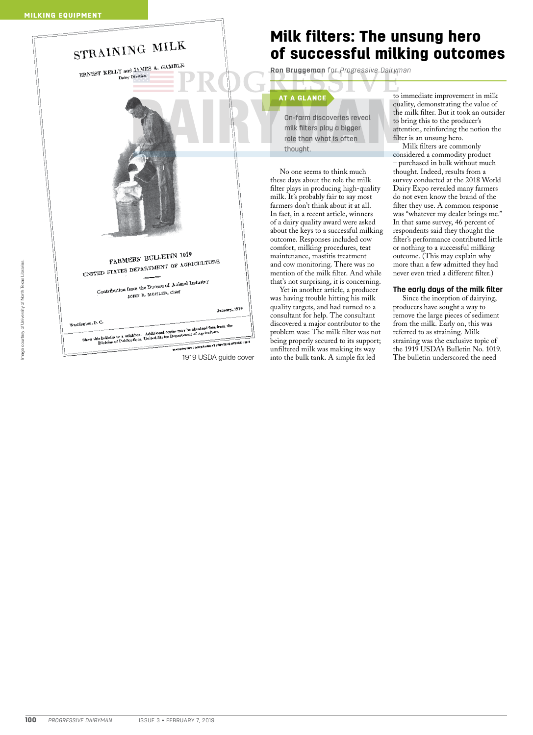# Milk filters: The unsung hero of successful milking outcomes

**Ron Bruggeman** for *Progressive Dairyman*

1919 USDA guide cover

Image courtesy of University of North Texas Libraries.

**AT A GLANCE**

On-farm discoveries reveal milk filters play a bigger role than what is often thought.

No one seems to think much these days about the role the milk filter plays in producing high-quality milk. It's probably fair to say most farmers don't think about it at all. In fact, in a recent article, winners of a dairy quality award were asked about the keys to a successful milking outcome. Responses included cow comfort, milking procedures, teat maintenance, mastitis treatment and cow monitoring. There was no mention of the milk filter. And while that's not surprising, it is concerning.

Yet in another article, a producer was having trouble hitting his milk quality targets, and had turned to a consultant for help. The consultant discovered a major contributor to the problem was: The milk filter was not being properly secured to its support; unfiltered milk was making its way into the bulk tank. A simple fix led to immediate improvement in milk quality, demonstrating the value of the milk filter. But it took an outsider to bring this to the producer's attention, reinforcing the notion the filter is an unsung hero.

Milk filters are commonly considered a commodity product – purchased in bulk without much thought. Indeed, results from a survey conducted at the 2018 World Dairy Expo revealed many farmers do not even know the brand of the filter they use. A common response was "whatever my dealer brings me." In that same survey, 46 percent of respondents said they thought the filter's performance contributed little or nothing to a successful milking outcome. (This may explain why more than a few admitted they had never even tried a different filter.)

## The early days of the milk filter

Since the inception of dairying, producers have sought a way to remove the large pieces of sediment from the milk. Early on, this was referred to as straining. Milk straining was the exclusive topic of the 1919 USDA's Bulletin No. 1019. The bulletin underscored the need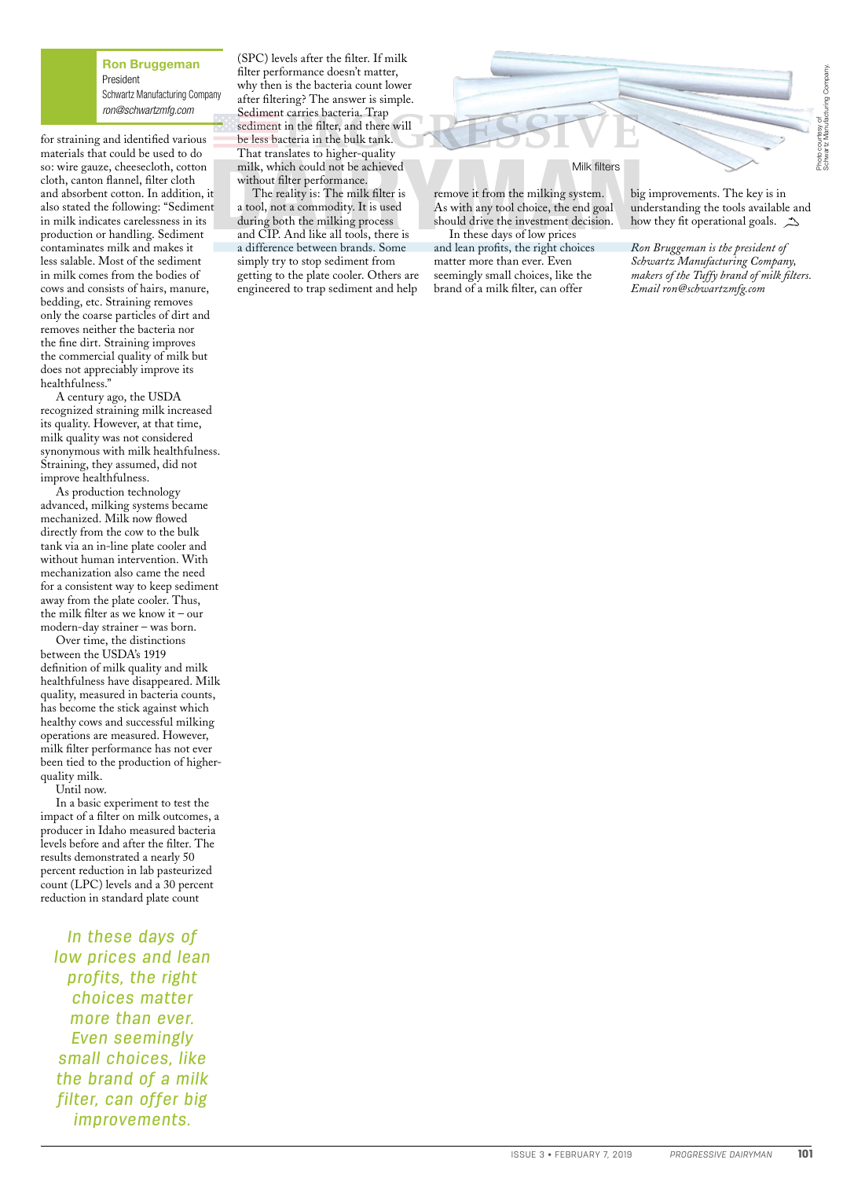**Ron Bruggeman**
President
Schwartz Manufacturing Company
*ron@schwartzmfg.com*

for straining and identified various materials that could be used to do so: wire gauze, cheesecloth, cotton cloth, canton flannel, filter cloth and absorbent cotton. In addition, it also stated the following: "Sediment in milk indicates carelessness in its production or handling. Sediment contaminates milk and makes it less salable. Most of the sediment in milk comes from the bodies of cows and consists of hairs, manure, bedding, etc. Straining removes only the coarse particles of dirt and removes neither the bacteria nor the fine dirt. Straining improves the commercial quality of milk but does not appreciably improve its healthfulness."

A century ago, the USDA recognized straining milk increased its quality. However, at that time, milk quality was not considered synonymous with milk healthfulness. Straining, they assumed, did not improve healthfulness.

As production technology advanced, milking systems became mechanized. Milk now flowed directly from the cow to the bulk tank via an in-line plate cooler and without human intervention. With mechanization also came the need for a consistent way to keep sediment away from the plate cooler. Thus, the milk filter as we know it – our modern-day strainer – was born.

Over time, the distinctions between the USDA's 1919 definition of milk quality and milk healthfulness have disappeared. Milk quality, measured in bacteria counts, has become the stick against which healthy cows and successful milking operations are measured. However, milk filter performance has not ever been tied to the production of higher-quality milk.

Until now.

In a basic experiment to test the impact of a filter on milk outcomes, a producer in Idaho measured bacteria levels before and after the filter. The results demonstrated a nearly 50 percent reduction in lab pasteurized count (LPC) levels and a 30 percent reduction in standard plate count (SPC) levels after the filter. If milk filter performance doesn't matter, why then is the bacteria count lower after filtering? The answer is simple. Sediment carries bacteria. Trap sediment in the filter, and there will be less bacteria in the bulk tank. That translates to higher-quality milk, which could not be achieved without filter performance.

The reality is: The milk filter is a tool, not a commodity. It is used during both the milking process and CIP. And like all tools, there is a difference between brands. Some simply try to stop sediment from getting to the plate cooler. Others are engineered to trap sediment and help remove it from the milking system. As with any tool choice, the end goal should drive the investment decision.

In these days of low prices and lean profits, the right choices matter more than ever. Even seemingly small choices, like the brand of a milk filter, can offer big improvements. The key is in understanding the tools available and how they fit operational goals.

*In these days of low prices and lean profits, the right choices matter more than ever. Even seemingly small choices, like the brand of a milk filter, can offer big improvements.*

Milk filters

Photo courtesy of Schwartz Manufacturing Company.

*Ron Bruggeman is the president of Schwartz Manufacturing Company, makers of the Tuffy brand of milk filters. Email ron@schwartzmfg.com*